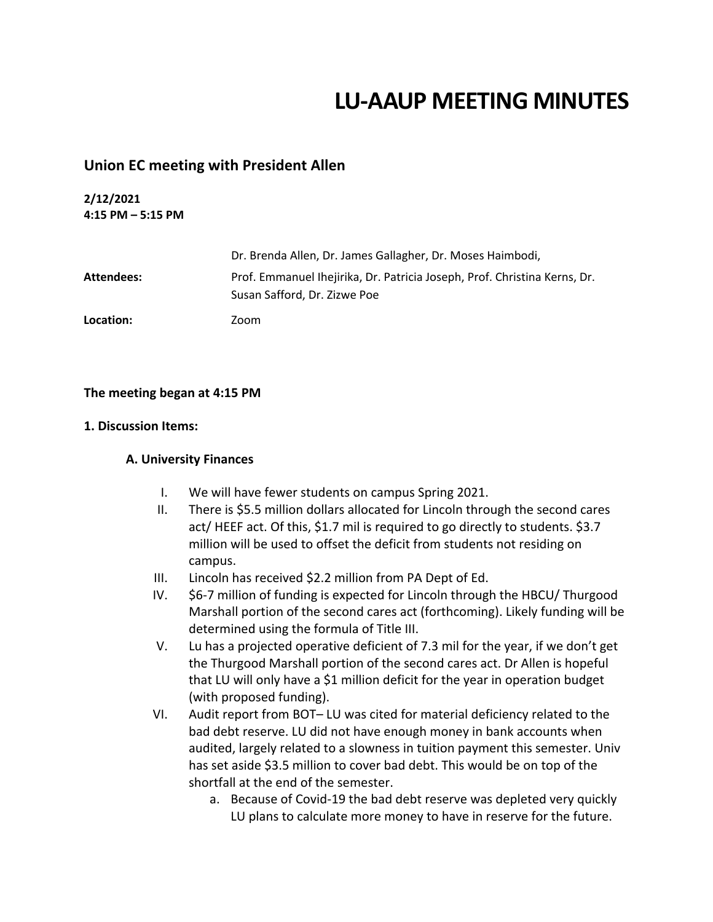# LU-AAUP MEETING MINUTES

## Union EC meeting with President Allen

**2/12/2021**
**4:15 PM – 5:15 PM**

**Attendees:** Dr. Brenda Allen, Dr. James Gallagher, Dr. Moses Haimbodi, Prof. Emmanuel Ihejirika, Dr. Patricia Joseph, Prof. Christina Kerns, Dr. Susan Safford, Dr. Zizwe Poe

**Location:** Zoom

**The meeting began at 4:15 PM**

**1. Discussion Items:**

**A. University Finances**

I. We will have fewer students on campus Spring 2021.

II. There is $5.5 million dollars allocated for Lincoln through the second cares act/ HEEF act. Of this, $1.7 mil is required to go directly to students. $3.7 million will be used to offset the deficit from students not residing on campus.

III. Lincoln has received $2.2 million from PA Dept of Ed.

IV. $6-7 million of funding is expected for Lincoln through the HBCU/ Thurgood Marshall portion of the second cares act (forthcoming). Likely funding will be determined using the formula of Title III.

V. Lu has a projected operative deficient of 7.3 mil for the year, if we don't get the Thurgood Marshall portion of the second cares act. Dr Allen is hopeful that LU will only have a $1 million deficit for the year in operation budget (with proposed funding).

VI. Audit report from BOT– LU was cited for material deficiency related to the bad debt reserve. LU did not have enough money in bank accounts when audited, largely related to a slowness in tuition payment this semester. Univ has set aside $3.5 million to cover bad debt. This would be on top of the shortfall at the end of the semester.

   a. Because of Covid-19 the bad debt reserve was depleted very quickly LU plans to calculate more money to have in reserve for the future.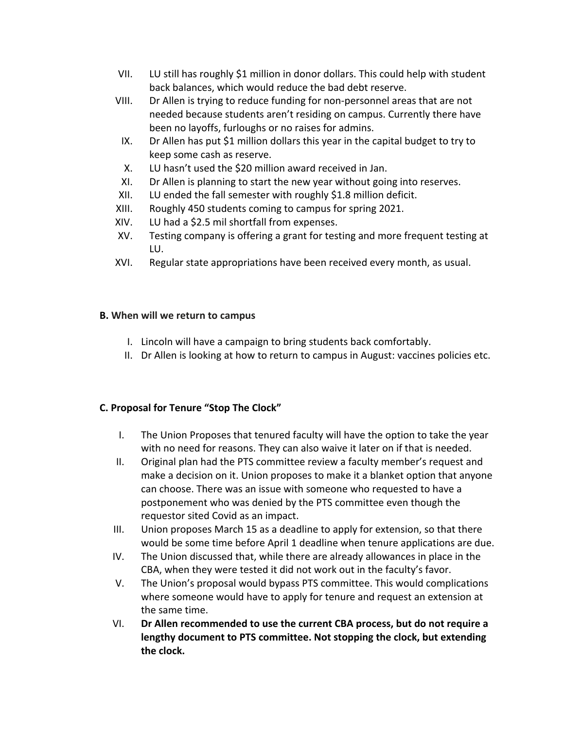VII. LU still has roughly $1 million in donor dollars. This could help with student back balances, which would reduce the bad debt reserve.

VIII. Dr Allen is trying to reduce funding for non-personnel areas that are not needed because students aren't residing on campus. Currently there have been no layoffs, furloughs or no raises for admins.

IX. Dr Allen has put $1 million dollars this year in the capital budget to try to keep some cash as reserve.

X. LU hasn't used the $20 million award received in Jan.

XI. Dr Allen is planning to start the new year without going into reserves.

XII. LU ended the fall semester with roughly $1.8 million deficit.

XIII. Roughly 450 students coming to campus for spring 2021.

XIV. LU had a $2.5 mil shortfall from expenses.

XV. Testing company is offering a grant for testing and more frequent testing at LU.

XVI. Regular state appropriations have been received every month, as usual.

**B. When will we return to campus**

I. Lincoln will have a campaign to bring students back comfortably.

II. Dr Allen is looking at how to return to campus in August: vaccines policies etc.

**C. Proposal for Tenure "Stop The Clock"**

I. The Union Proposes that tenured faculty will have the option to take the year with no need for reasons. They can also waive it later on if that is needed.

II. Original plan had the PTS committee review a faculty member's request and make a decision on it. Union proposes to make it a blanket option that anyone can choose. There was an issue with someone who requested to have a postponement who was denied by the PTS committee even though the requestor sited Covid as an impact.

III. Union proposes March 15 as a deadline to apply for extension, so that there would be some time before April 1 deadline when tenure applications are due.

IV. The Union discussed that, while there are already allowances in place in the CBA, when they were tested it did not work out in the faculty's favor.

V. The Union's proposal would bypass PTS committee. This would complications where someone would have to apply for tenure and request an extension at the same time.

VI. **Dr Allen recommended to use the current CBA process, but do not require a lengthy document to PTS committee. Not stopping the clock, but extending the clock.**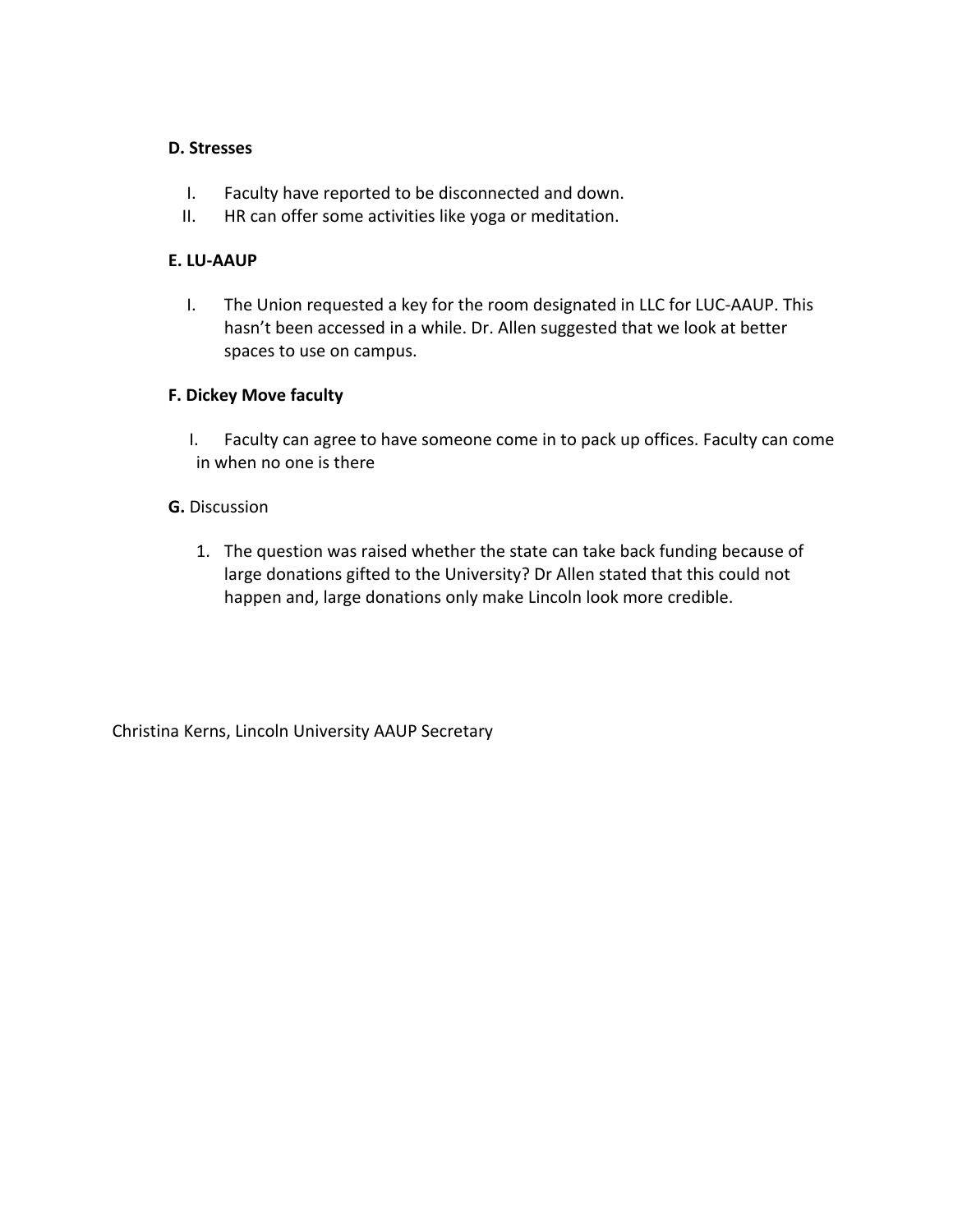**D. Stresses**

I. Faculty have reported to be disconnected and down.
II. HR can offer some activities like yoga or meditation.

**E. LU-AAUP**

I. The Union requested a key for the room designated in LLC for LUC-AAUP. This hasn't been accessed in a while. Dr. Allen suggested that we look at better spaces to use on campus.

**F. Dickey Move faculty**

I. Faculty can agree to have someone come in to pack up offices. Faculty can come in when no one is there

**G.** Discussion

1. The question was raised whether the state can take back funding because of large donations gifted to the University? Dr Allen stated that this could not happen and, large donations only make Lincoln look more credible.

Christina Kerns, Lincoln University AAUP Secretary